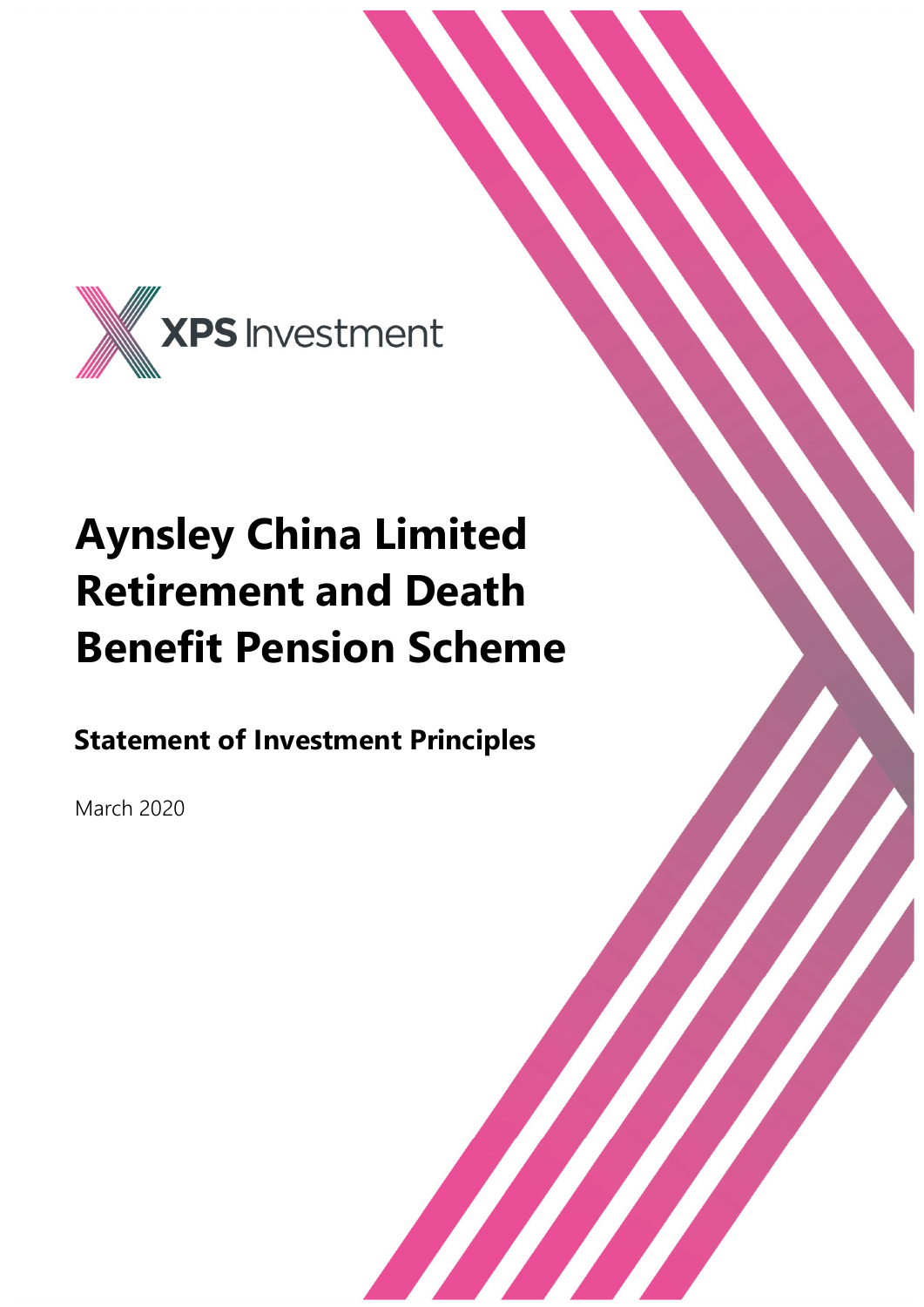XPS Investment

# Aynsley China Limited Retirement and Death Benefit Pension Scheme

## Statement of Investment Principles

March 2020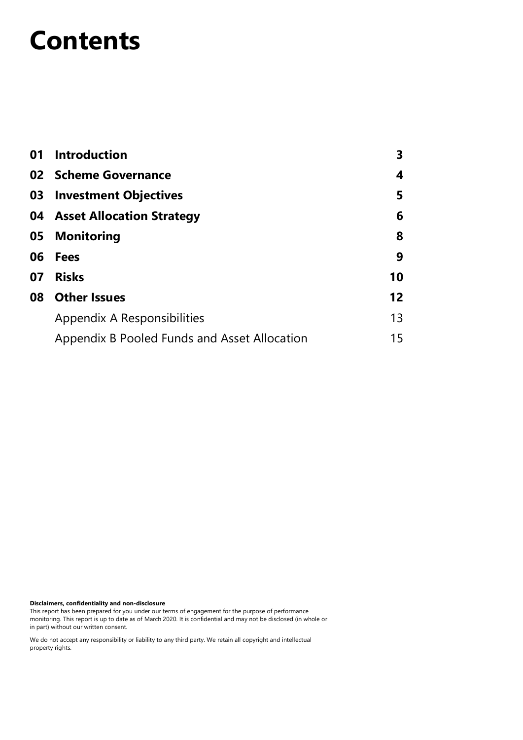# Contents

| | | |
|---|---|---|
| **01** | **Introduction** | **3** |
| **02** | **Scheme Governance** | **4** |
| **03** | **Investment Objectives** | **5** |
| **04** | **Asset Allocation Strategy** | **6** |
| **05** | **Monitoring** | **8** |
| **06** | **Fees** | **9** |
| **07** | **Risks** | **10** |
| **08** | **Other Issues** | **12** |
| | Appendix A Responsibilities | 13 |
| | Appendix B Pooled Funds and Asset Allocation | 15 |

**Disclaimers, confidentiality and non-disclosure**

This report has been prepared for you under our terms of engagement for the purpose of performance monitoring. This report is up to date as of March 2020. It is confidential and may not be disclosed (in whole or in part) without our written consent.

We do not accept any responsibility or liability to any third party. We retain all copyright and intellectual property rights.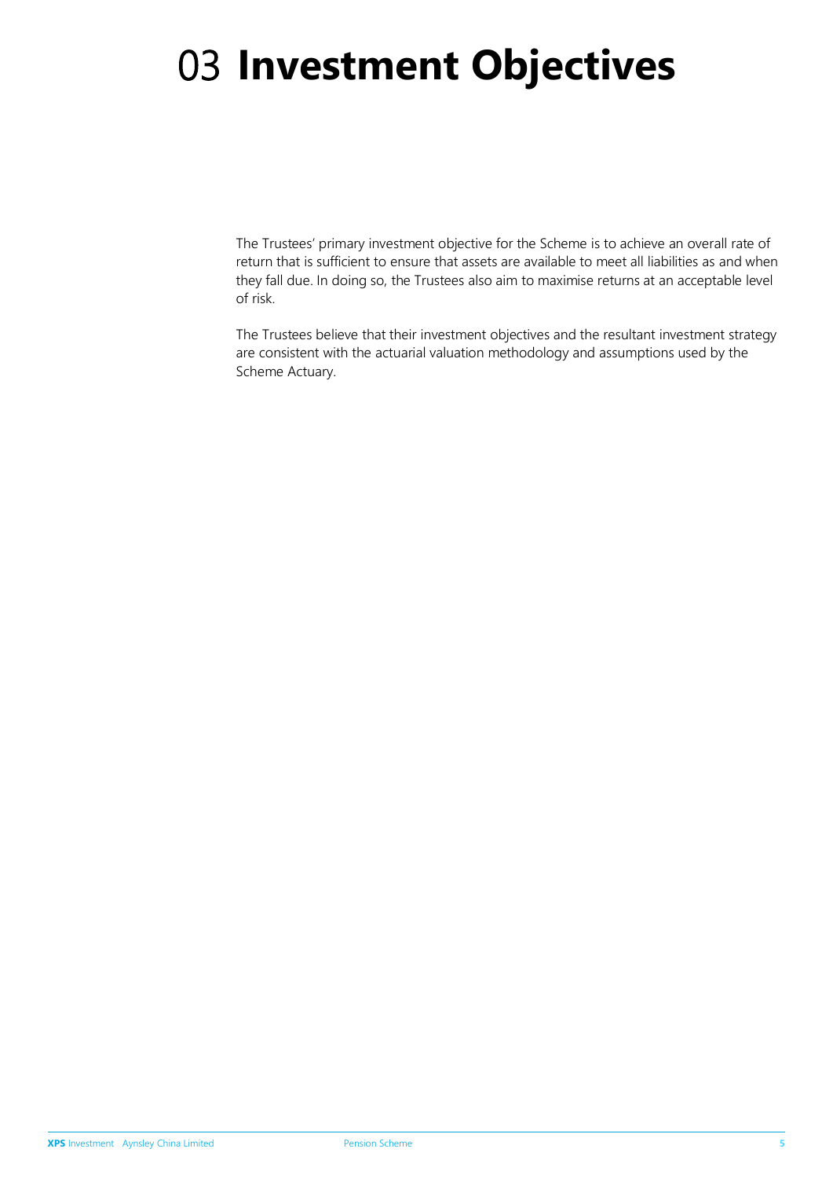# 03 **Investment Objectives**

The Trustees' primary investment objective for the Scheme is to achieve an overall rate of return that is sufficient to ensure that assets are available to meet all liabilities as and when they fall due. In doing so, the Trustees also aim to maximise returns at an acceptable level of risk.

The Trustees believe that their investment objectives and the resultant investment strategy are consistent with the actuarial valuation methodology and assumptions used by the Scheme Actuary.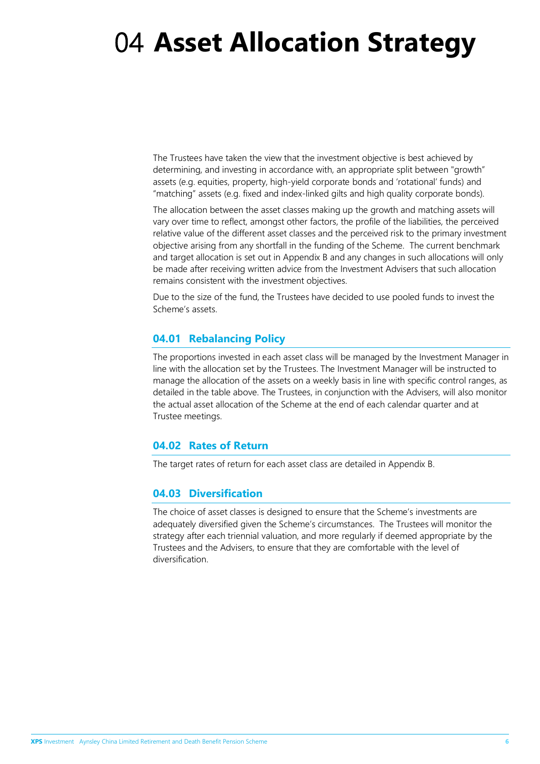# 04 **Asset Allocation Strategy**

The Trustees have taken the view that the investment objective is best achieved by determining, and investing in accordance with, an appropriate split between "growth" assets (e.g. equities, property, high-yield corporate bonds and 'rotational' funds) and "matching" assets (e.g. fixed and index-linked gilts and high quality corporate bonds).

The allocation between the asset classes making up the growth and matching assets will vary over time to reflect, amongst other factors, the profile of the liabilities, the perceived relative value of the different asset classes and the perceived risk to the primary investment objective arising from any shortfall in the funding of the Scheme. The current benchmark and target allocation is set out in Appendix B and any changes in such allocations will only be made after receiving written advice from the Investment Advisers that such allocation remains consistent with the investment objectives.

Due to the size of the fund, the Trustees have decided to use pooled funds to invest the Scheme's assets.

## 04.01 Rebalancing Policy

The proportions invested in each asset class will be managed by the Investment Manager in line with the allocation set by the Trustees. The Investment Manager will be instructed to manage the allocation of the assets on a weekly basis in line with specific control ranges, as detailed in the table above. The Trustees, in conjunction with the Advisers, will also monitor the actual asset allocation of the Scheme at the end of each calendar quarter and at Trustee meetings.

## 04.02 Rates of Return

The target rates of return for each asset class are detailed in Appendix B.

## 04.03 Diversification

The choice of asset classes is designed to ensure that the Scheme's investments are adequately diversified given the Scheme's circumstances. The Trustees will monitor the strategy after each triennial valuation, and more regularly if deemed appropriate by the Trustees and the Advisers, to ensure that they are comfortable with the level of diversification.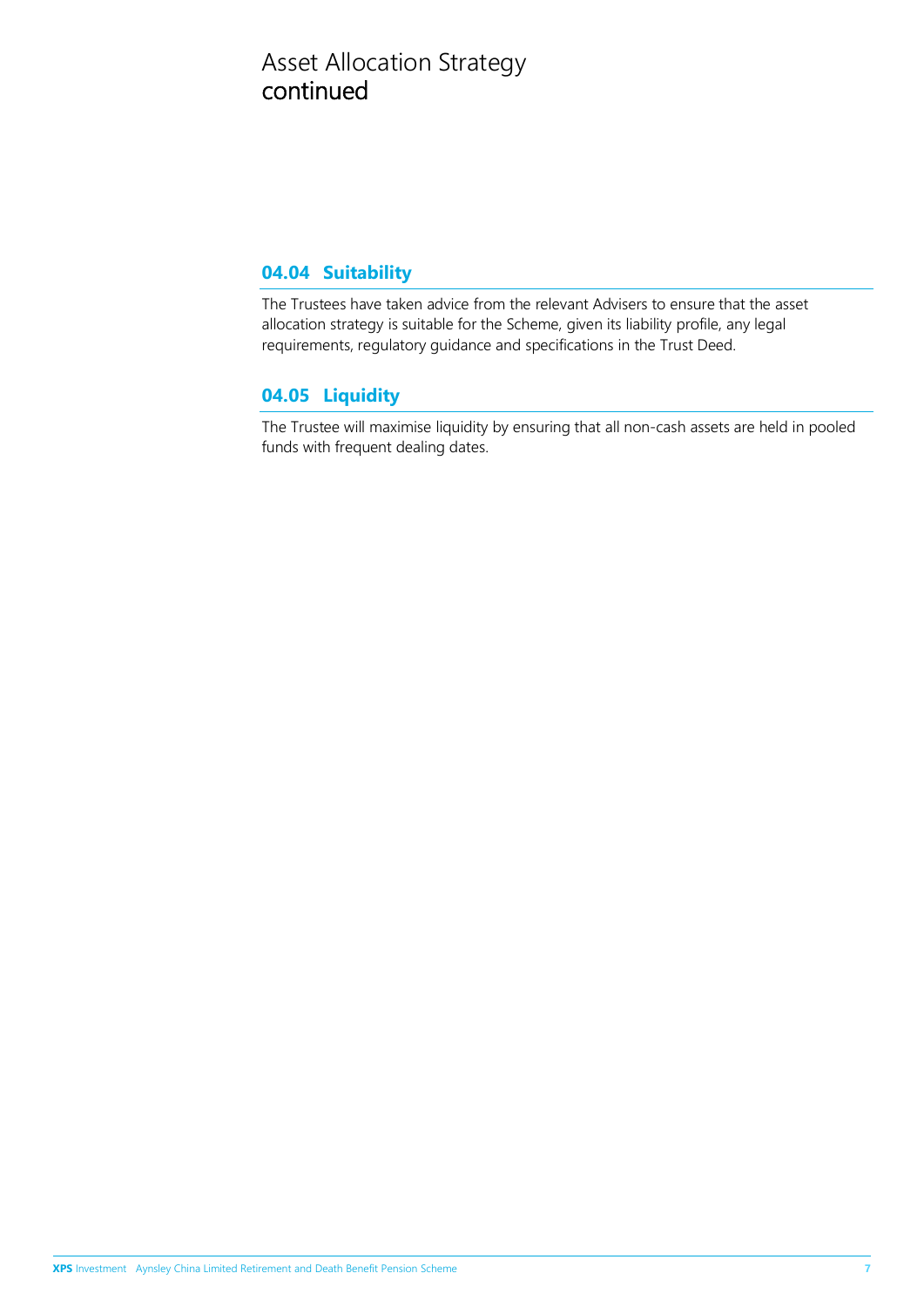# Asset Allocation Strategy continued

## 04.04 Suitability

The Trustees have taken advice from the relevant Advisers to ensure that the asset allocation strategy is suitable for the Scheme, given its liability profile, any legal requirements, regulatory guidance and specifications in the Trust Deed.

## 04.05 Liquidity

The Trustee will maximise liquidity by ensuring that all non-cash assets are held in pooled funds with frequent dealing dates.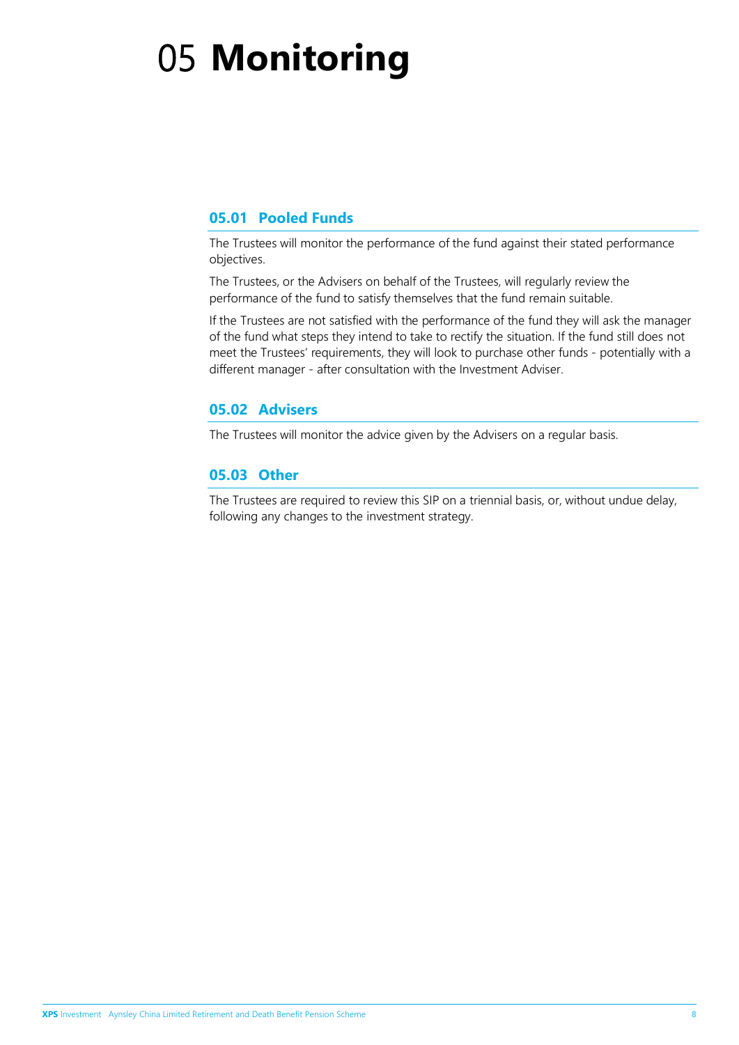# 05 Monitoring

## 05.01 Pooled Funds

The Trustees will monitor the performance of the fund against their stated performance objectives.

The Trustees, or the Advisers on behalf of the Trustees, will regularly review the performance of the fund to satisfy themselves that the fund remain suitable.

If the Trustees are not satisfied with the performance of the fund they will ask the manager of the fund what steps they intend to take to rectify the situation. If the fund still does not meet the Trustees' requirements, they will look to purchase other funds - potentially with a different manager - after consultation with the Investment Adviser.

## 05.02 Advisers

The Trustees will monitor the advice given by the Advisers on a regular basis.

## 05.03 Other

The Trustees are required to review this SIP on a triennial basis, or, without undue delay, following any changes to the investment strategy.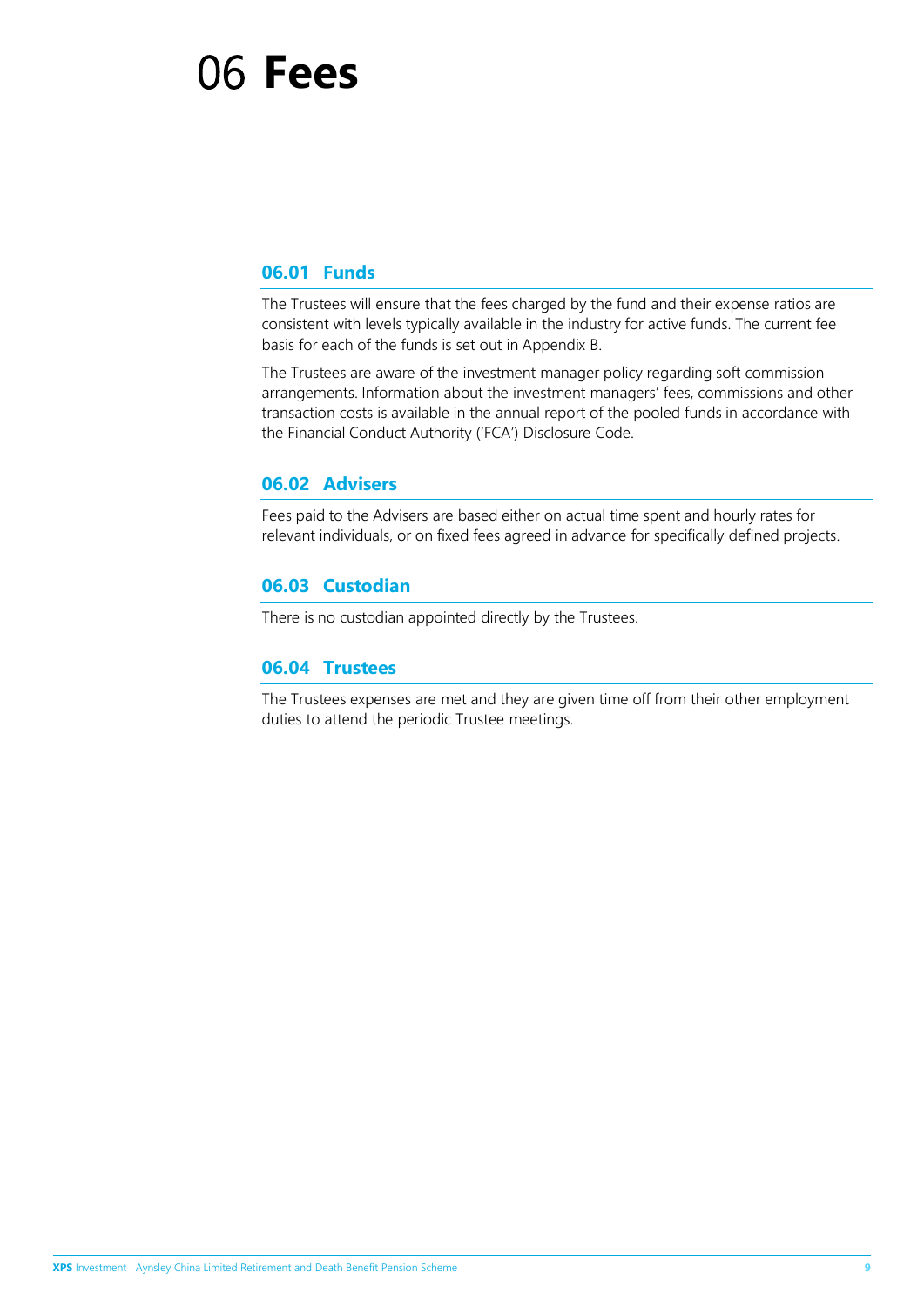# 06 **Fees**

## 06.01 Funds

The Trustees will ensure that the fees charged by the fund and their expense ratios are consistent with levels typically available in the industry for active funds. The current fee basis for each of the funds is set out in Appendix B.

The Trustees are aware of the investment manager policy regarding soft commission arrangements. Information about the investment managers' fees, commissions and other transaction costs is available in the annual report of the pooled funds in accordance with the Financial Conduct Authority ('FCA') Disclosure Code.

## 06.02 Advisers

Fees paid to the Advisers are based either on actual time spent and hourly rates for relevant individuals, or on fixed fees agreed in advance for specifically defined projects.

## 06.03 Custodian

There is no custodian appointed directly by the Trustees.

## 06.04 Trustees

The Trustees expenses are met and they are given time off from their other employment duties to attend the periodic Trustee meetings.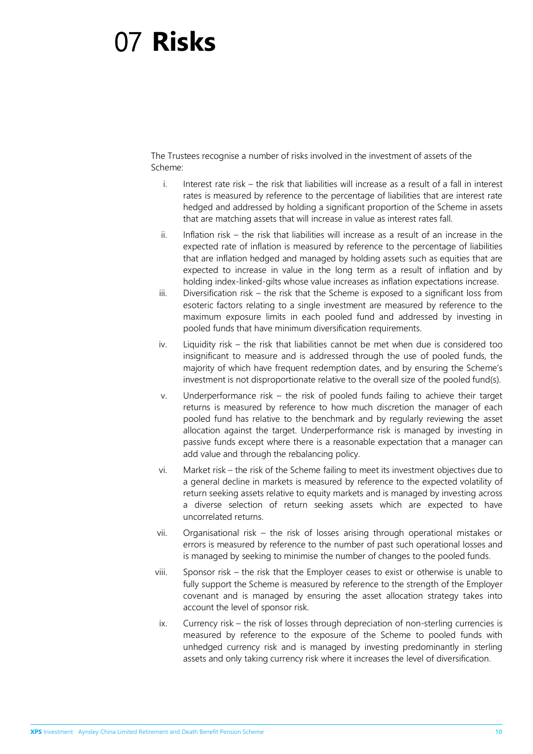# 07 Risks

The Trustees recognise a number of risks involved in the investment of assets of the Scheme:

i. Interest rate risk – the risk that liabilities will increase as a result of a fall in interest rates is measured by reference to the percentage of liabilities that are interest rate hedged and addressed by holding a significant proportion of the Scheme in assets that are matching assets that will increase in value as interest rates fall.

ii. Inflation risk – the risk that liabilities will increase as a result of an increase in the expected rate of inflation is measured by reference to the percentage of liabilities that are inflation hedged and managed by holding assets such as equities that are expected to increase in value in the long term as a result of inflation and by holding index-linked-gilts whose value increases as inflation expectations increase.

iii. Diversification risk – the risk that the Scheme is exposed to a significant loss from esoteric factors relating to a single investment are measured by reference to the maximum exposure limits in each pooled fund and addressed by investing in pooled funds that have minimum diversification requirements.

iv. Liquidity risk – the risk that liabilities cannot be met when due is considered too insignificant to measure and is addressed through the use of pooled funds, the majority of which have frequent redemption dates, and by ensuring the Scheme's investment is not disproportionate relative to the overall size of the pooled fund(s).

v. Underperformance risk – the risk of pooled funds failing to achieve their target returns is measured by reference to how much discretion the manager of each pooled fund has relative to the benchmark and by regularly reviewing the asset allocation against the target. Underperformance risk is managed by investing in passive funds except where there is a reasonable expectation that a manager can add value and through the rebalancing policy.

vi. Market risk – the risk of the Scheme failing to meet its investment objectives due to a general decline in markets is measured by reference to the expected volatility of return seeking assets relative to equity markets and is managed by investing across a diverse selection of return seeking assets which are expected to have uncorrelated returns.

vii. Organisational risk – the risk of losses arising through operational mistakes or errors is measured by reference to the number of past such operational losses and is managed by seeking to minimise the number of changes to the pooled funds.

viii. Sponsor risk – the risk that the Employer ceases to exist or otherwise is unable to fully support the Scheme is measured by reference to the strength of the Employer covenant and is managed by ensuring the asset allocation strategy takes into account the level of sponsor risk.

ix. Currency risk – the risk of losses through depreciation of non-sterling currencies is measured by reference to the exposure of the Scheme to pooled funds with unhedged currency risk and is managed by investing predominantly in sterling assets and only taking currency risk where it increases the level of diversification.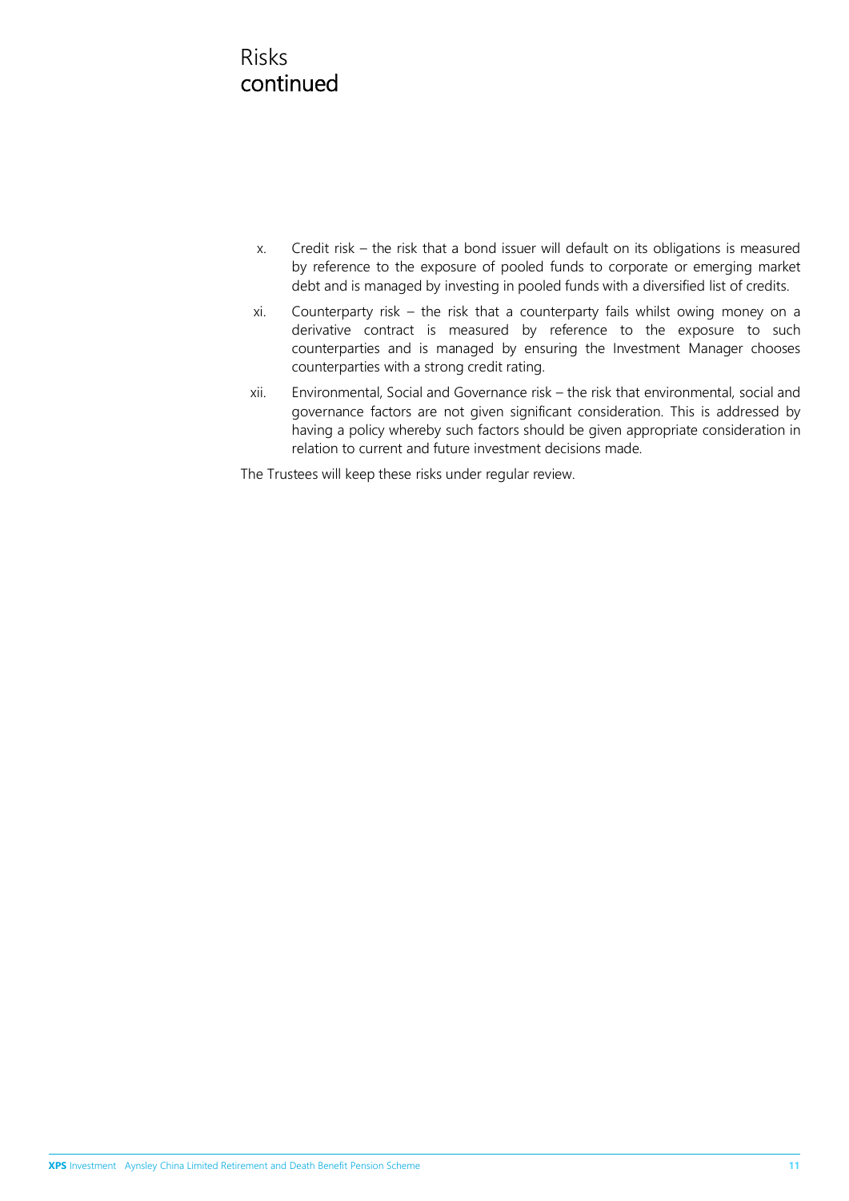# Risks continued

x. Credit risk – the risk that a bond issuer will default on its obligations is measured by reference to the exposure of pooled funds to corporate or emerging market debt and is managed by investing in pooled funds with a diversified list of credits.

xi. Counterparty risk – the risk that a counterparty fails whilst owing money on a derivative contract is measured by reference to the exposure to such counterparties and is managed by ensuring the Investment Manager chooses counterparties with a strong credit rating.

xii. Environmental, Social and Governance risk – the risk that environmental, social and governance factors are not given significant consideration. This is addressed by having a policy whereby such factors should be given appropriate consideration in relation to current and future investment decisions made.

The Trustees will keep these risks under regular review.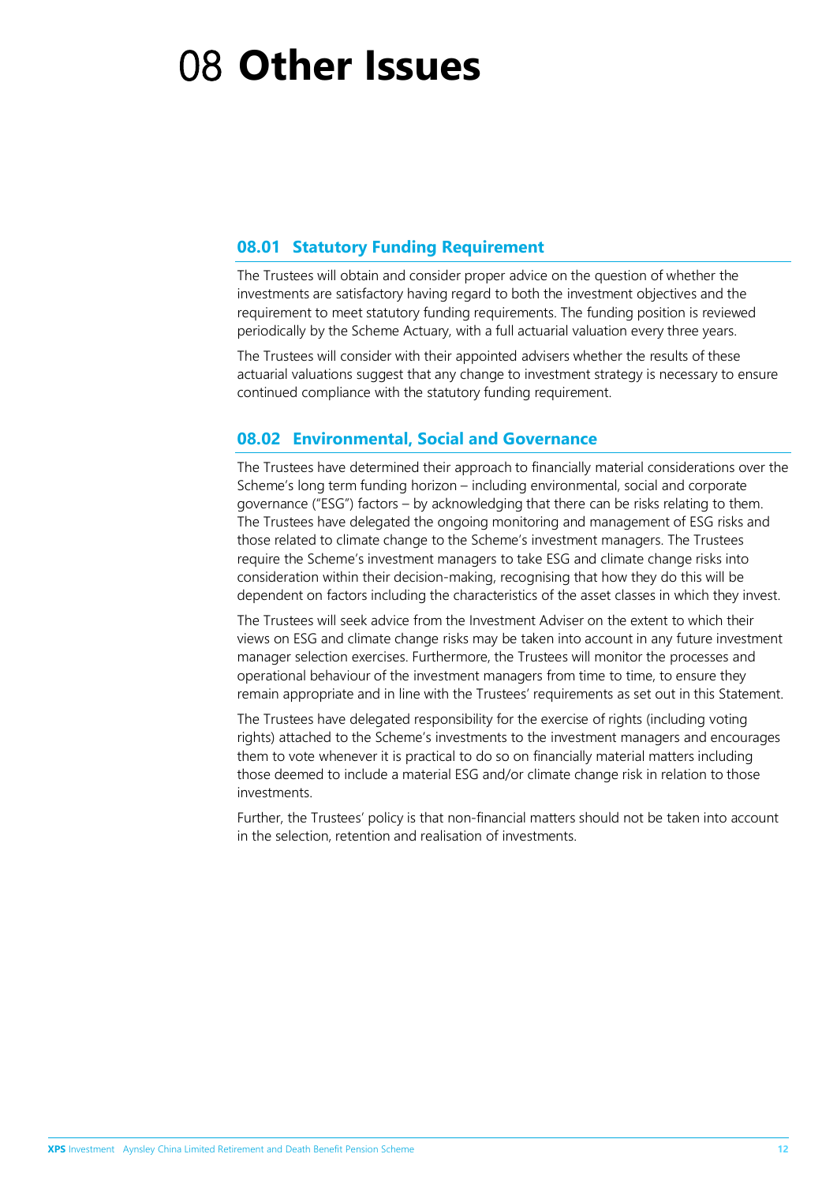# 08 Other Issues

## 08.01 Statutory Funding Requirement

The Trustees will obtain and consider proper advice on the question of whether the investments are satisfactory having regard to both the investment objectives and the requirement to meet statutory funding requirements. The funding position is reviewed periodically by the Scheme Actuary, with a full actuarial valuation every three years.

The Trustees will consider with their appointed advisers whether the results of these actuarial valuations suggest that any change to investment strategy is necessary to ensure continued compliance with the statutory funding requirement.

## 08.02 Environmental, Social and Governance

The Trustees have determined their approach to financially material considerations over the Scheme's long term funding horizon – including environmental, social and corporate governance ("ESG") factors – by acknowledging that there can be risks relating to them. The Trustees have delegated the ongoing monitoring and management of ESG risks and those related to climate change to the Scheme's investment managers. The Trustees require the Scheme's investment managers to take ESG and climate change risks into consideration within their decision-making, recognising that how they do this will be dependent on factors including the characteristics of the asset classes in which they invest.

The Trustees will seek advice from the Investment Adviser on the extent to which their views on ESG and climate change risks may be taken into account in any future investment manager selection exercises. Furthermore, the Trustees will monitor the processes and operational behaviour of the investment managers from time to time, to ensure they remain appropriate and in line with the Trustees' requirements as set out in this Statement.

The Trustees have delegated responsibility for the exercise of rights (including voting rights) attached to the Scheme's investments to the investment managers and encourages them to vote whenever it is practical to do so on financially material matters including those deemed to include a material ESG and/or climate change risk in relation to those investments.

Further, the Trustees' policy is that non-financial matters should not be taken into account in the selection, retention and realisation of investments.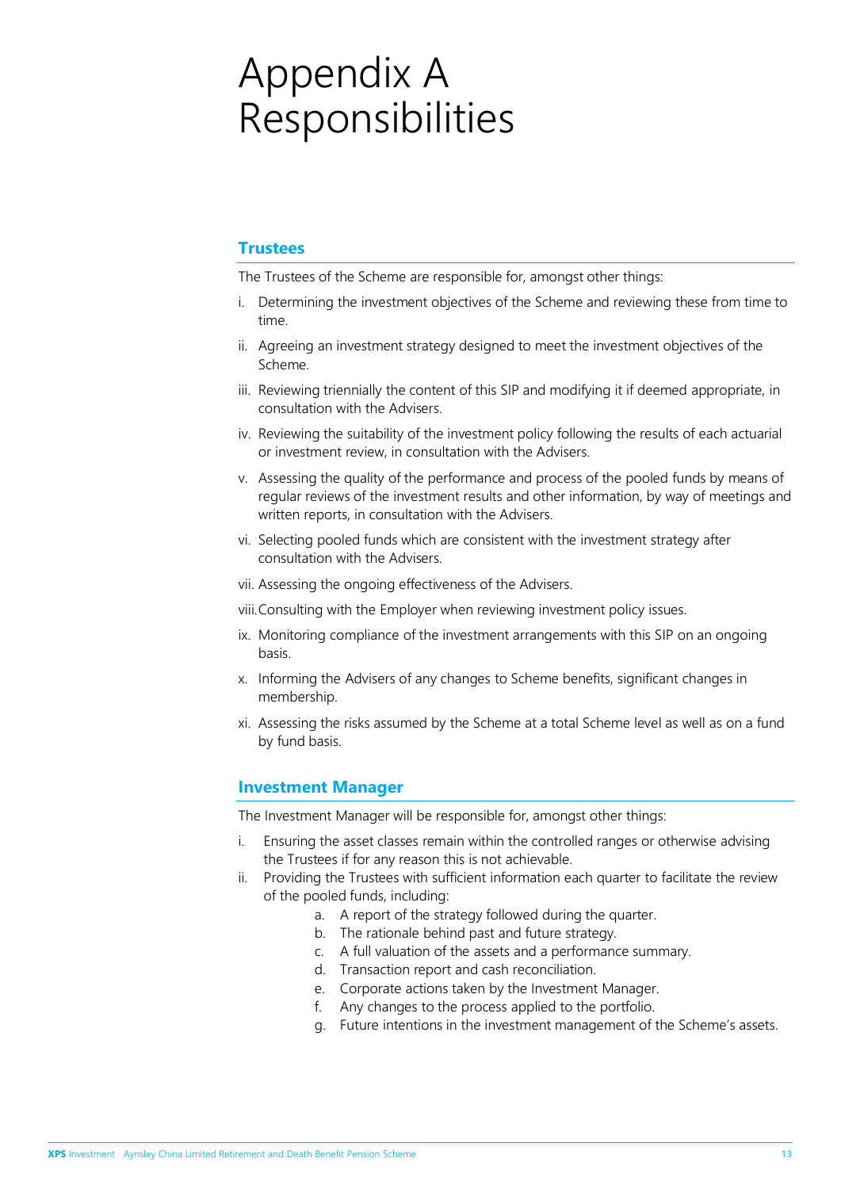# Appendix A Responsibilities

## Trustees

The Trustees of the Scheme are responsible for, amongst other things:

i. Determining the investment objectives of the Scheme and reviewing these from time to time.

ii. Agreeing an investment strategy designed to meet the investment objectives of the Scheme.

iii. Reviewing triennially the content of this SIP and modifying it if deemed appropriate, in consultation with the Advisers.

iv. Reviewing the suitability of the investment policy following the results of each actuarial or investment review, in consultation with the Advisers.

v. Assessing the quality of the performance and process of the pooled funds by means of regular reviews of the investment results and other information, by way of meetings and written reports, in consultation with the Advisers.

vi. Selecting pooled funds which are consistent with the investment strategy after consultation with the Advisers.

vii. Assessing the ongoing effectiveness of the Advisers.

viii. Consulting with the Employer when reviewing investment policy issues.

ix. Monitoring compliance of the investment arrangements with this SIP on an ongoing basis.

x. Informing the Advisers of any changes to Scheme benefits, significant changes in membership.

xi. Assessing the risks assumed by the Scheme at a total Scheme level as well as on a fund by fund basis.

## Investment Manager

The Investment Manager will be responsible for, amongst other things:

i. Ensuring the asset classes remain within the controlled ranges or otherwise advising the Trustees if for any reason this is not achievable.

ii. Providing the Trustees with sufficient information each quarter to facilitate the review of the pooled funds, including:
    a. A report of the strategy followed during the quarter.
    b. The rationale behind past and future strategy.
    c. A full valuation of the assets and a performance summary.
    d. Transaction report and cash reconciliation.
    e. Corporate actions taken by the Investment Manager.
    f. Any changes to the process applied to the portfolio.
    g. Future intentions in the investment management of the Scheme's assets.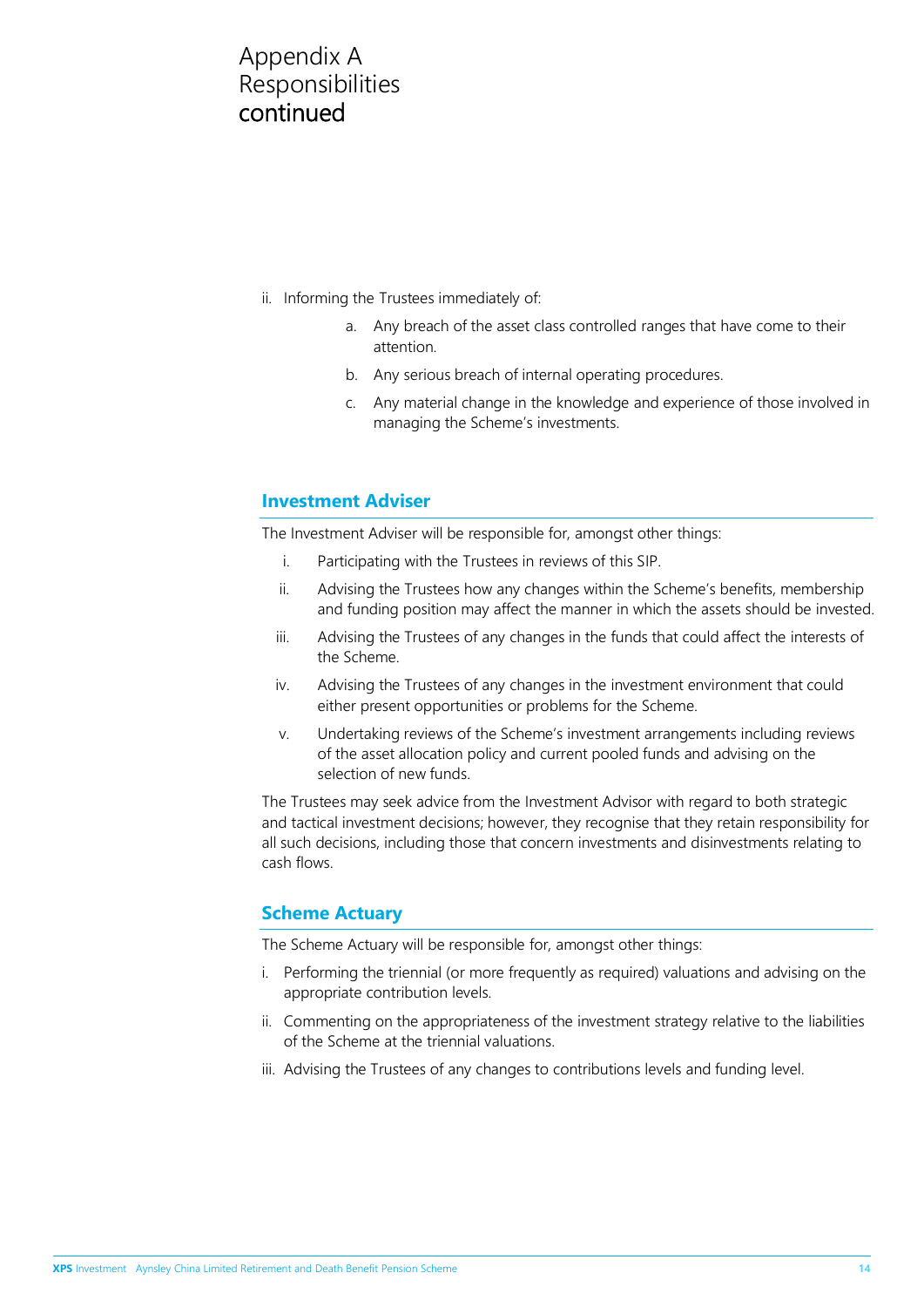# Appendix A Responsibilities continued

ii. Informing the Trustees immediately of:

   a. Any breach of the asset class controlled ranges that have come to their attention.

   b. Any serious breach of internal operating procedures.

   c. Any material change in the knowledge and experience of those involved in managing the Scheme's investments.

## Investment Adviser

The Investment Adviser will be responsible for, amongst other things:

i. Participating with the Trustees in reviews of this SIP.

ii. Advising the Trustees how any changes within the Scheme's benefits, membership and funding position may affect the manner in which the assets should be invested.

iii. Advising the Trustees of any changes in the funds that could affect the interests of the Scheme.

iv. Advising the Trustees of any changes in the investment environment that could either present opportunities or problems for the Scheme.

v. Undertaking reviews of the Scheme's investment arrangements including reviews of the asset allocation policy and current pooled funds and advising on the selection of new funds.

The Trustees may seek advice from the Investment Advisor with regard to both strategic and tactical investment decisions; however, they recognise that they retain responsibility for all such decisions, including those that concern investments and disinvestments relating to cash flows.

## Scheme Actuary

The Scheme Actuary will be responsible for, amongst other things:

i. Performing the triennial (or more frequently as required) valuations and advising on the appropriate contribution levels.

ii. Commenting on the appropriateness of the investment strategy relative to the liabilities of the Scheme at the triennial valuations.

iii. Advising the Trustees of any changes to contributions levels and funding level.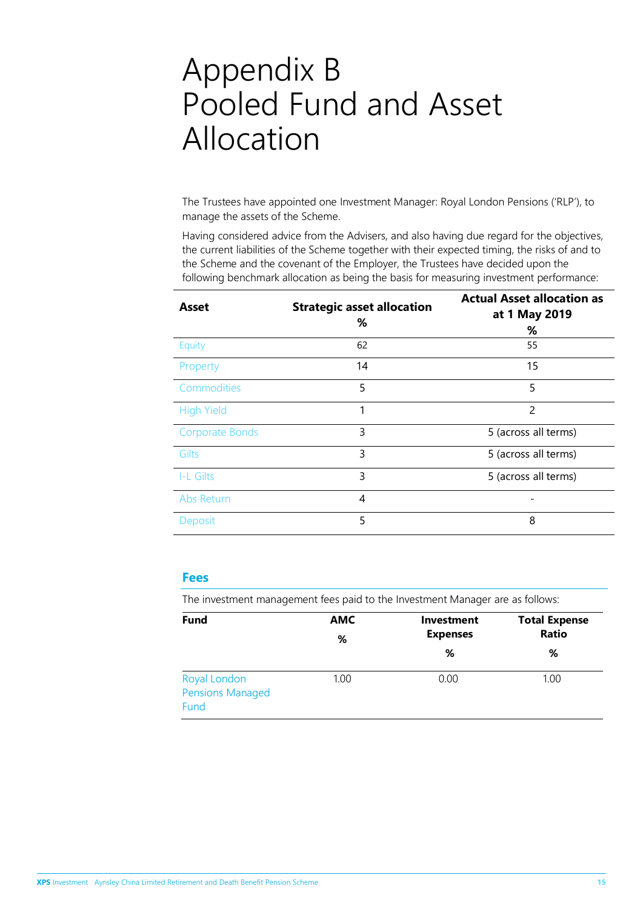# Appendix B Pooled Fund and Asset Allocation

The Trustees have appointed one Investment Manager: Royal London Pensions ('RLP'), to manage the assets of the Scheme.

Having considered advice from the Advisers, and also having due regard for the objectives, the current liabilities of the Scheme together with their expected timing, the risks of and to the Scheme and the covenant of the Employer, the Trustees have decided upon the following benchmark allocation as being the basis for measuring investment performance:

| Asset | Strategic asset allocation % | Actual Asset allocation as at 1 May 2019 % |
|---|---|---|
| Equity | 62 | 55 |
| Property | 14 | 15 |
| Commodities | 5 | 5 |
| High Yield | 1 | 2 |
| Corporate Bonds | 3 | 5 (across all terms) |
| Gilts | 3 | 5 (across all terms) |
| I-L Gilts | 3 | 5 (across all terms) |
| Abs Return | 4 | - |
| Deposit | 5 | 8 |

## Fees

The investment management fees paid to the Investment Manager are as follows:

| Fund | AMC % | Investment Expenses % | Total Expense Ratio % |
|---|---|---|---|
| Royal London Pensions Managed Fund | 1.00 | 0.00 | 1.00 |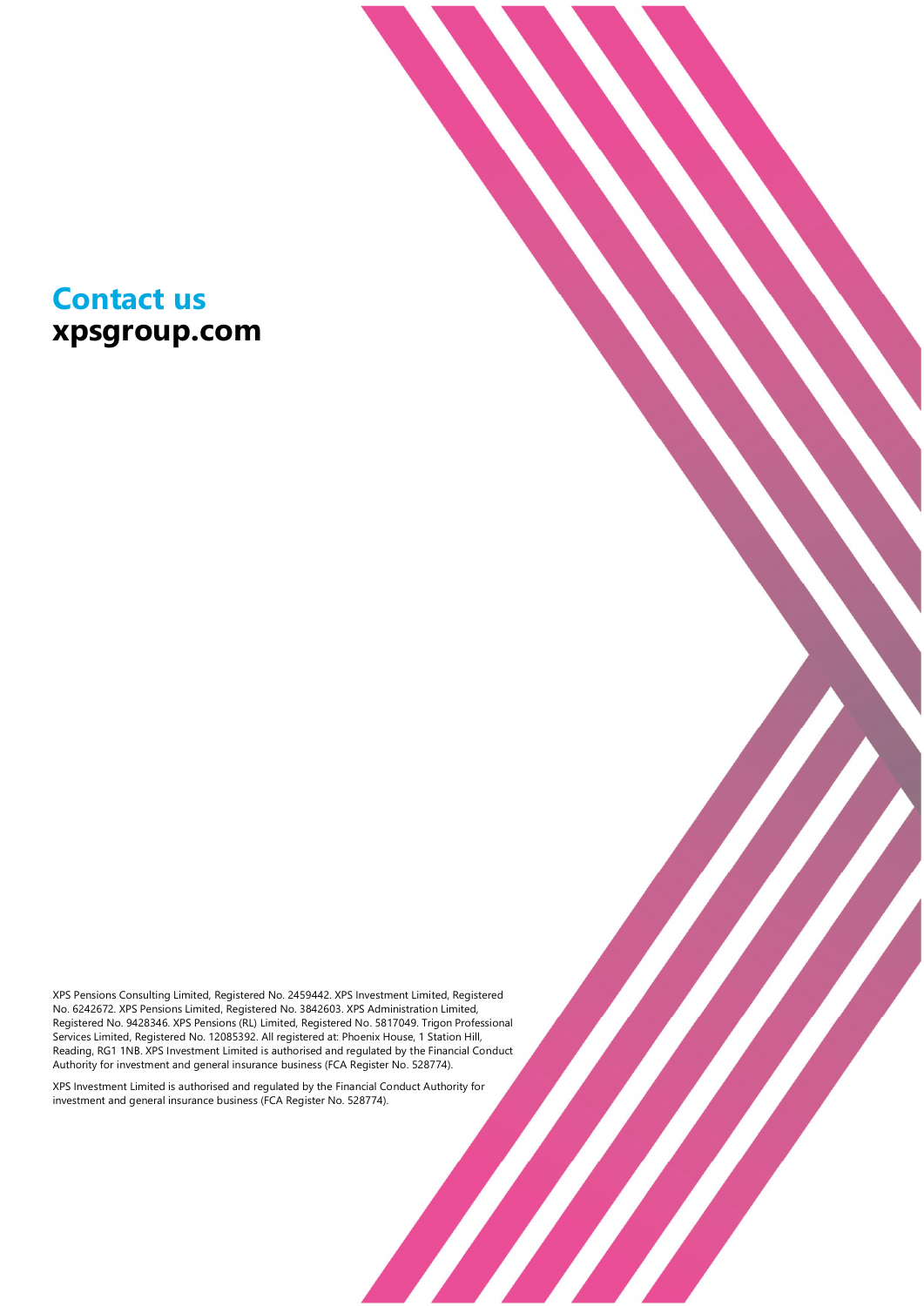## Contact us
**xpsgroup.com**

XPS Pensions Consulting Limited, Registered No. 2459442. XPS Investment Limited, Registered No. 6242672. XPS Pensions Limited, Registered No. 3842603. XPS Administration Limited, Registered No. 9428346. XPS Pensions (RL) Limited, Registered No. 5817049. Trigon Professional Services Limited, Registered No. 12085392. All registered at: Phoenix House, 1 Station Hill, Reading, RG1 1NB. XPS Investment Limited is authorised and regulated by the Financial Conduct Authority for investment and general insurance business (FCA Register No. 528774).

XPS Investment Limited is authorised and regulated by the Financial Conduct Authority for investment and general insurance business (FCA Register No. 528774).